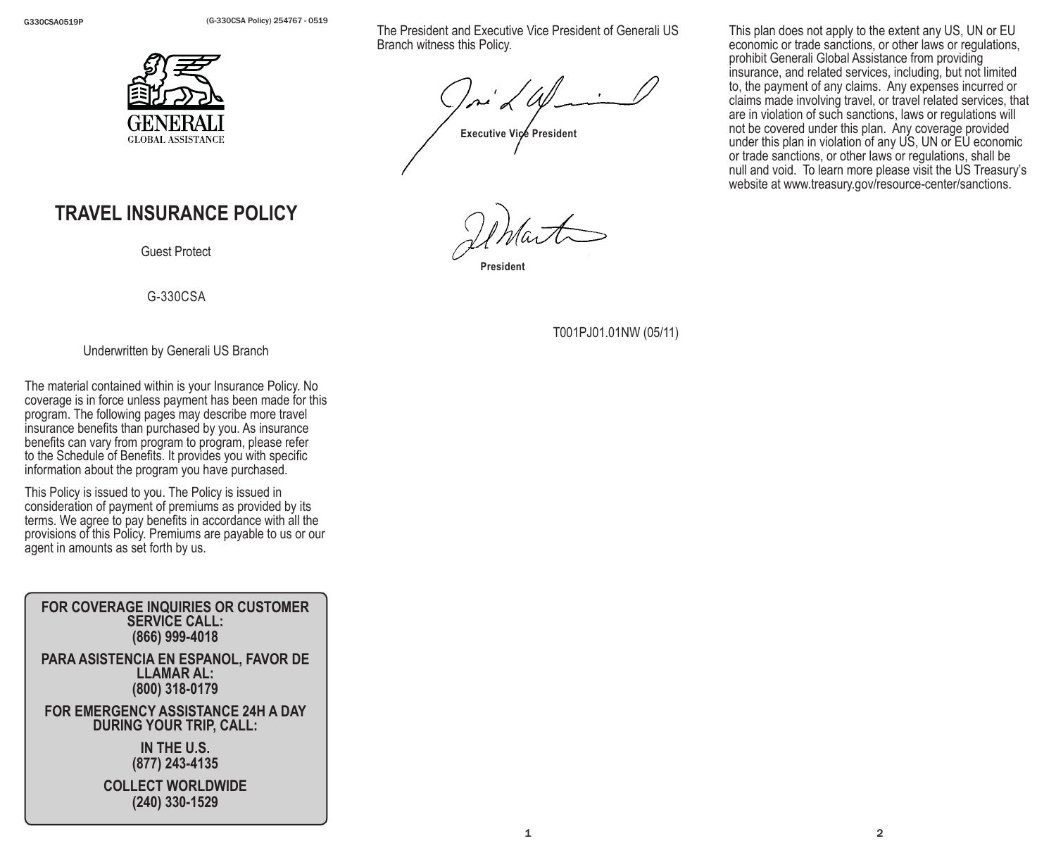G330CSA0519P (G-330CSA Policy) 254767 - 0519

GENERALI
GLOBAL ASSISTANCE

# TRAVEL INSURANCE POLICY

Guest Protect

G-330CSA

Underwritten by Generali US Branch

The material contained within is your Insurance Policy. No coverage is in force unless payment has been made for this program. The following pages may describe more travel insurance benefits than purchased by you. As insurance benefits can vary from program to program, please refer to the Schedule of Benefits. It provides you with specific information about the program you have purchased.

This Policy is issued to you. The Policy is issued in consideration of payment of premiums as provided by its terms. We agree to pay benefits in accordance with all the provisions of this Policy. Premiums are payable to us or our agent in amounts as set forth by us.

**FOR COVERAGE INQUIRIES OR CUSTOMER SERVICE CALL:**
**(866) 999-4018**

**PARA ASISTENCIA EN ESPANOL, FAVOR DE LLAMAR AL:**
**(800) 318-0179**

**FOR EMERGENCY ASSISTANCE 24H A DAY DURING YOUR TRIP, CALL:**

**IN THE U.S.**
**(877) 243-4135**

**COLLECT WORLDWIDE**
**(240) 330-1529**

The President and Executive Vice President of Generali US Branch witness this Policy.

**Executive Vice President**

**President**

T001PJ01.01NW (05/11)

This plan does not apply to the extent any US, UN or EU economic or trade sanctions, or other laws or regulations, prohibit Generali Global Assistance from providing insurance, and related services, including, but not limited to, the payment of any claims. Any expenses incurred or claims made involving travel, or travel related services, that are in violation of such sanctions, laws or regulations will not be covered under this plan. Any coverage provided under this plan in violation of any US, UN or EU economic or trade sanctions, or other laws or regulations, shall be null and void. To learn more please visit the US Treasury's website at www.treasury.gov/resource-center/sanctions.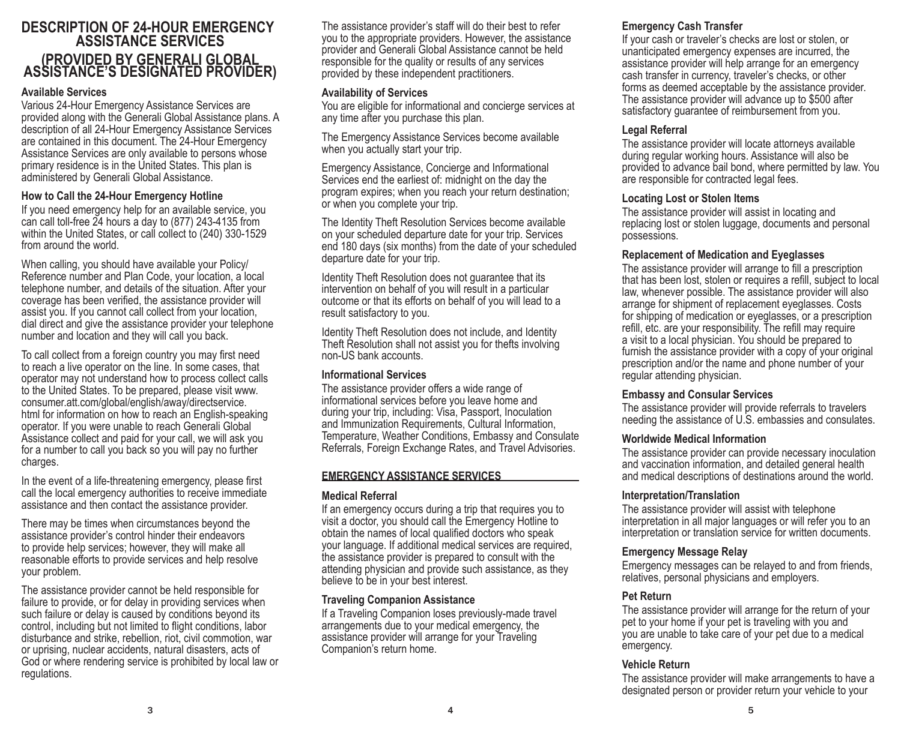# DESCRIPTION OF 24-HOUR EMERGENCY ASSISTANCE SERVICES (PROVIDED BY GENERALI GLOBAL ASSISTANCE'S DESIGNATED PROVIDER)

**Available Services**

Various 24-Hour Emergency Assistance Services are provided along with the Generali Global Assistance plans. A description of all 24-Hour Emergency Assistance Services are contained in this document. The 24-Hour Emergency Assistance Services are only available to persons whose primary residence is in the United States. This plan is administered by Generali Global Assistance.

**How to Call the 24-Hour Emergency Hotline**

If you need emergency help for an available service, you can call toll-free 24 hours a day to (877) 243-4135 from within the United States, or call collect to (240) 330-1529 from around the world.

When calling, you should have available your Policy/Reference number and Plan Code, your location, a local telephone number, and details of the situation. After your coverage has been verified, the assistance provider will assist you. If you cannot call collect from your location, dial direct and give the assistance provider your telephone number and location and they will call you back.

To call collect from a foreign country you may first need to reach a live operator on the line. In some cases, that operator may not understand how to process collect calls to the United States. To be prepared, please visit www.consumer.att.com/global/english/away/directservice.html for information on how to reach an English-speaking operator. If you were unable to reach Generali Global Assistance collect and paid for your call, we will ask you for a number to call you back so you will pay no further charges.

In the event of a life-threatening emergency, please first call the local emergency authorities to receive immediate assistance and then contact the assistance provider.

There may be times when circumstances beyond the assistance provider's control hinder their endeavors to provide help services; however, they will make all reasonable efforts to provide services and help resolve your problem.

The assistance provider cannot be held responsible for failure to provide, or for delay in providing services when such failure or delay is caused by conditions beyond its control, including but not limited to flight conditions, labor disturbance and strike, rebellion, riot, civil commotion, war or uprising, nuclear accidents, natural disasters, acts of God or where rendering service is prohibited by local law or regulations.

The assistance provider's staff will do their best to refer you to the appropriate providers. However, the assistance provider and Generali Global Assistance cannot be held responsible for the quality or results of any services provided by these independent practitioners.

**Availability of Services**

You are eligible for informational and concierge services at any time after you purchase this plan.

The Emergency Assistance Services become available when you actually start your trip.

Emergency Assistance, Concierge and Informational Services end the earliest of: midnight on the day the program expires; when you reach your return destination; or when you complete your trip.

The Identity Theft Resolution Services become available on your scheduled departure date for your trip. Services end 180 days (six months) from the date of your scheduled departure date for your trip.

Identity Theft Resolution does not guarantee that its intervention on behalf of you will result in a particular outcome or that its efforts on behalf of you will lead to a result satisfactory to you.

Identity Theft Resolution does not include, and Identity Theft Resolution shall not assist you for thefts involving non-US bank accounts.

**Informational Services**

The assistance provider offers a wide range of informational services before you leave home and during your trip, including: Visa, Passport, Inoculation and Immunization Requirements, Cultural Information, Temperature, Weather Conditions, Embassy and Consulate Referrals, Foreign Exchange Rates, and Travel Advisories.

## EMERGENCY ASSISTANCE SERVICES

**Medical Referral**

If an emergency occurs during a trip that requires you to visit a doctor, you should call the Emergency Hotline to obtain the names of local qualified doctors who speak your language. If additional medical services are required, the assistance provider is prepared to consult with the attending physician and provide such assistance, as they believe to be in your best interest.

**Traveling Companion Assistance**

If a Traveling Companion loses previously-made travel arrangements due to your medical emergency, the assistance provider will arrange for your Traveling Companion's return home.

**Emergency Cash Transfer**

If your cash or traveler's checks are lost or stolen, or unanticipated emergency expenses are incurred, the assistance provider will help arrange for an emergency cash transfer in currency, traveler's checks, or other forms as deemed acceptable by the assistance provider. The assistance provider will advance up to $500 after satisfactory guarantee of reimbursement from you.

**Legal Referral**

The assistance provider will locate attorneys available during regular working hours. Assistance will also be provided to advance bail bond, where permitted by law. You are responsible for contracted legal fees.

**Locating Lost or Stolen Items**

The assistance provider will assist in locating and replacing lost or stolen luggage, documents and personal possessions.

**Replacement of Medication and Eyeglasses**

The assistance provider will arrange to fill a prescription that has been lost, stolen or requires a refill, subject to local law, whenever possible. The assistance provider will also arrange for shipment of replacement eyeglasses. Costs for shipping of medication or eyeglasses, or a prescription refill, etc. are your responsibility. The refill may require a visit to a local physician. You should be prepared to furnish the assistance provider with a copy of your original prescription and/or the name and phone number of your regular attending physician.

**Embassy and Consular Services**

The assistance provider will provide referrals to travelers needing the assistance of U.S. embassies and consulates.

**Worldwide Medical Information**

The assistance provider can provide necessary inoculation and vaccination information, and detailed general health and medical descriptions of destinations around the world.

**Interpretation/Translation**

The assistance provider will assist with telephone interpretation in all major languages or will refer you to an interpretation or translation service for written documents.

**Emergency Message Relay**

Emergency messages can be relayed to and from friends, relatives, personal physicians and employers.

**Pet Return**

The assistance provider will arrange for the return of your pet to your home if your pet is traveling with you and you are unable to take care of your pet due to a medical emergency.

**Vehicle Return**

The assistance provider will make arrangements to have a designated person or provider return your vehicle to your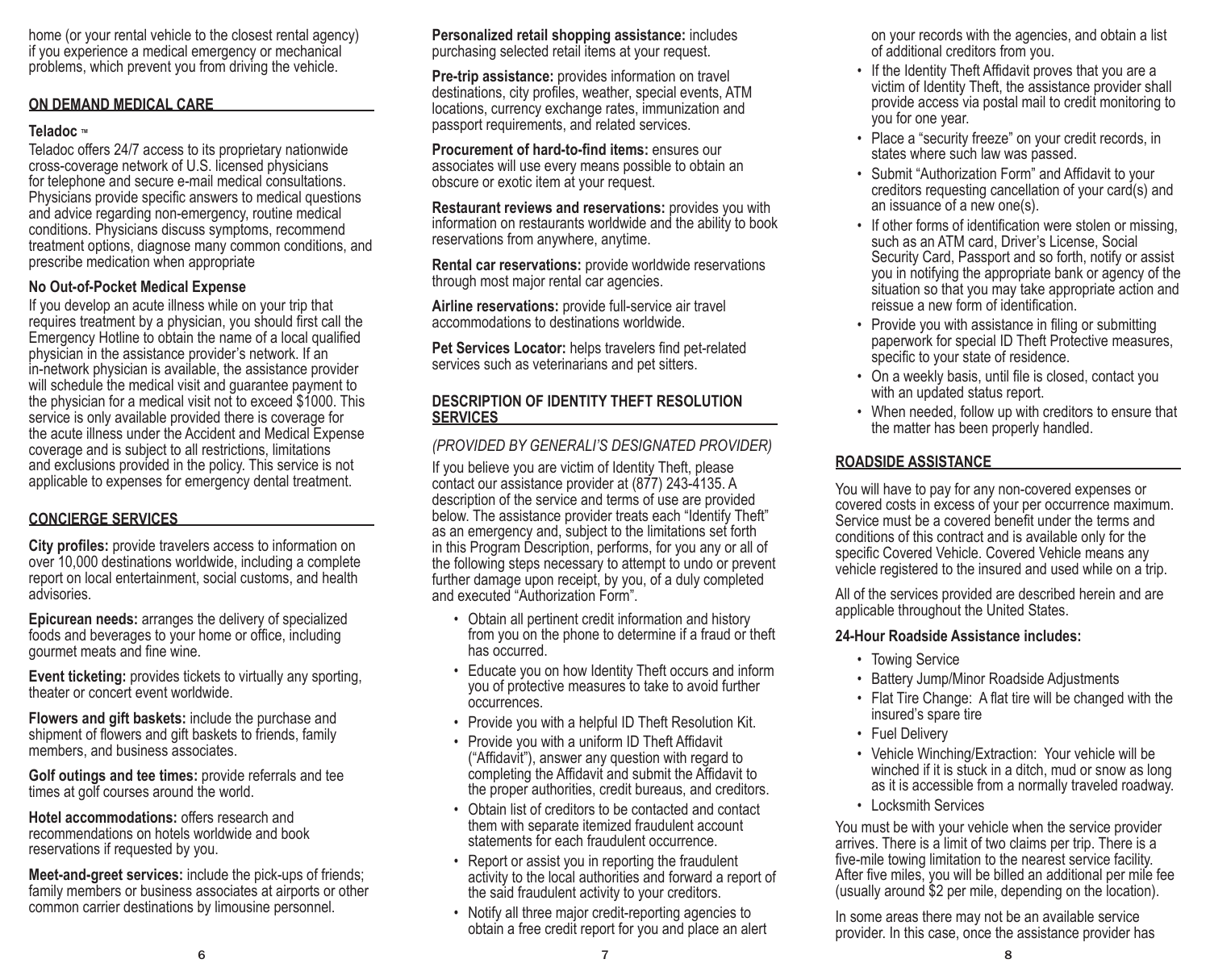home (or your rental vehicle to the closest rental agency) if you experience a medical emergency or mechanical problems, which prevent you from driving the vehicle.

## ON DEMAND MEDICAL CARE

### Teladoc ™

Teladoc offers 24/7 access to its proprietary nationwide cross-coverage network of U.S. licensed physicians for telephone and secure e-mail medical consultations. Physicians provide specific answers to medical questions and advice regarding non-emergency, routine medical conditions. Physicians discuss symptoms, recommend treatment options, diagnose many common conditions, and prescribe medication when appropriate

### No Out-of-Pocket Medical Expense

If you develop an acute illness while on your trip that requires treatment by a physician, you should first call the Emergency Hotline to obtain the name of a local qualified physician in the assistance provider's network. If an in-network physician is available, the assistance provider will schedule the medical visit and guarantee payment to the physician for a medical visit not to exceed $1000. This service is only available provided there is coverage for the acute illness under the Accident and Medical Expense coverage and is subject to all restrictions, limitations and exclusions provided in the policy. This service is not applicable to expenses for emergency dental treatment.

## CONCIERGE SERVICES

**City profiles:** provide travelers access to information on over 10,000 destinations worldwide, including a complete report on local entertainment, social customs, and health advisories.

**Epicurean needs:** arranges the delivery of specialized foods and beverages to your home or office, including gourmet meats and fine wine.

**Event ticketing:** provides tickets to virtually any sporting, theater or concert event worldwide.

**Flowers and gift baskets:** include the purchase and shipment of flowers and gift baskets to friends, family members, and business associates.

**Golf outings and tee times:** provide referrals and tee times at golf courses around the world.

**Hotel accommodations:** offers research and recommendations on hotels worldwide and book reservations if requested by you.

**Meet-and-greet services:** include the pick-ups of friends; family members or business associates at airports or other common carrier destinations by limousine personnel.

**Personalized retail shopping assistance:** includes purchasing selected retail items at your request.

**Pre-trip assistance:** provides information on travel destinations, city profiles, weather, special events, ATM locations, currency exchange rates, immunization and passport requirements, and related services.

**Procurement of hard-to-find items:** ensures our associates will use every means possible to obtain an obscure or exotic item at your request.

**Restaurant reviews and reservations:** provides you with information on restaurants worldwide and the ability to book reservations from anywhere, anytime.

**Rental car reservations:** provide worldwide reservations through most major rental car agencies.

**Airline reservations:** provide full-service air travel accommodations to destinations worldwide.

**Pet Services Locator:** helps travelers find pet-related services such as veterinarians and pet sitters.

## DESCRIPTION OF IDENTITY THEFT RESOLUTION SERVICES

*(PROVIDED BY GENERALI'S DESIGNATED PROVIDER)*

If you believe you are victim of Identity Theft, please contact our assistance provider at (877) 243-4135. A description of the service and terms of use are provided below. The assistance provider treats each "Identify Theft" as an emergency and, subject to the limitations set forth in this Program Description, performs, for you any or all of the following steps necessary to attempt to undo or prevent further damage upon receipt, by you, of a duly completed and executed "Authorization Form".

- Obtain all pertinent credit information and history from you on the phone to determine if a fraud or theft has occurred.
- Educate you on how Identity Theft occurs and inform you of protective measures to take to avoid further occurrences.
- Provide you with a helpful ID Theft Resolution Kit.
- Provide you with a uniform ID Theft Affidavit ("Affidavit"), answer any question with regard to completing the Affidavit and submit the Affidavit to the proper authorities, credit bureaus, and creditors.
- Obtain list of creditors to be contacted and contact them with separate itemized fraudulent account statements for each fraudulent occurrence.
- Report or assist you in reporting the fraudulent activity to the local authorities and forward a report of the said fraudulent activity to your creditors.
- Notify all three major credit-reporting agencies to obtain a free credit report for you and place an alert on your records with the agencies, and obtain a list of additional creditors from you.
- If the Identity Theft Affidavit proves that you are a victim of Identity Theft, the assistance provider shall provide access via postal mail to credit monitoring to you for one year.
- Place a "security freeze" on your credit records, in states where such law was passed.
- Submit "Authorization Form" and Affidavit to your creditors requesting cancellation of your card(s) and an issuance of a new one(s).
- If other forms of identification were stolen or missing, such as an ATM card, Driver's License, Social Security Card, Passport and so forth, notify or assist you in notifying the appropriate bank or agency of the situation so that you may take appropriate action and reissue a new form of identification.
- Provide you with assistance in filing or submitting paperwork for special ID Theft Protective measures, specific to your state of residence.
- On a weekly basis, until file is closed, contact you with an updated status report.
- When needed, follow up with creditors to ensure that the matter has been properly handled.

## ROADSIDE ASSISTANCE

You will have to pay for any non-covered expenses or covered costs in excess of your per occurrence maximum. Service must be a covered benefit under the terms and conditions of this contract and is available only for the specific Covered Vehicle. Covered Vehicle means any vehicle registered to the insured and used while on a trip.

All of the services provided are described herein and are applicable throughout the United States.

### 24-Hour Roadside Assistance includes:

- Towing Service
- Battery Jump/Minor Roadside Adjustments
- Flat Tire Change: A flat tire will be changed with the insured's spare tire
- Fuel Delivery
- Vehicle Winching/Extraction: Your vehicle will be winched if it is stuck in a ditch, mud or snow as long as it is accessible from a normally traveled roadway.
- Locksmith Services

You must be with your vehicle when the service provider arrives. There is a limit of two claims per trip. There is a five-mile towing limitation to the nearest service facility. After five miles, you will be billed an additional per mile fee (usually around $2 per mile, depending on the location).

In some areas there may not be an available service provider. In this case, once the assistance provider has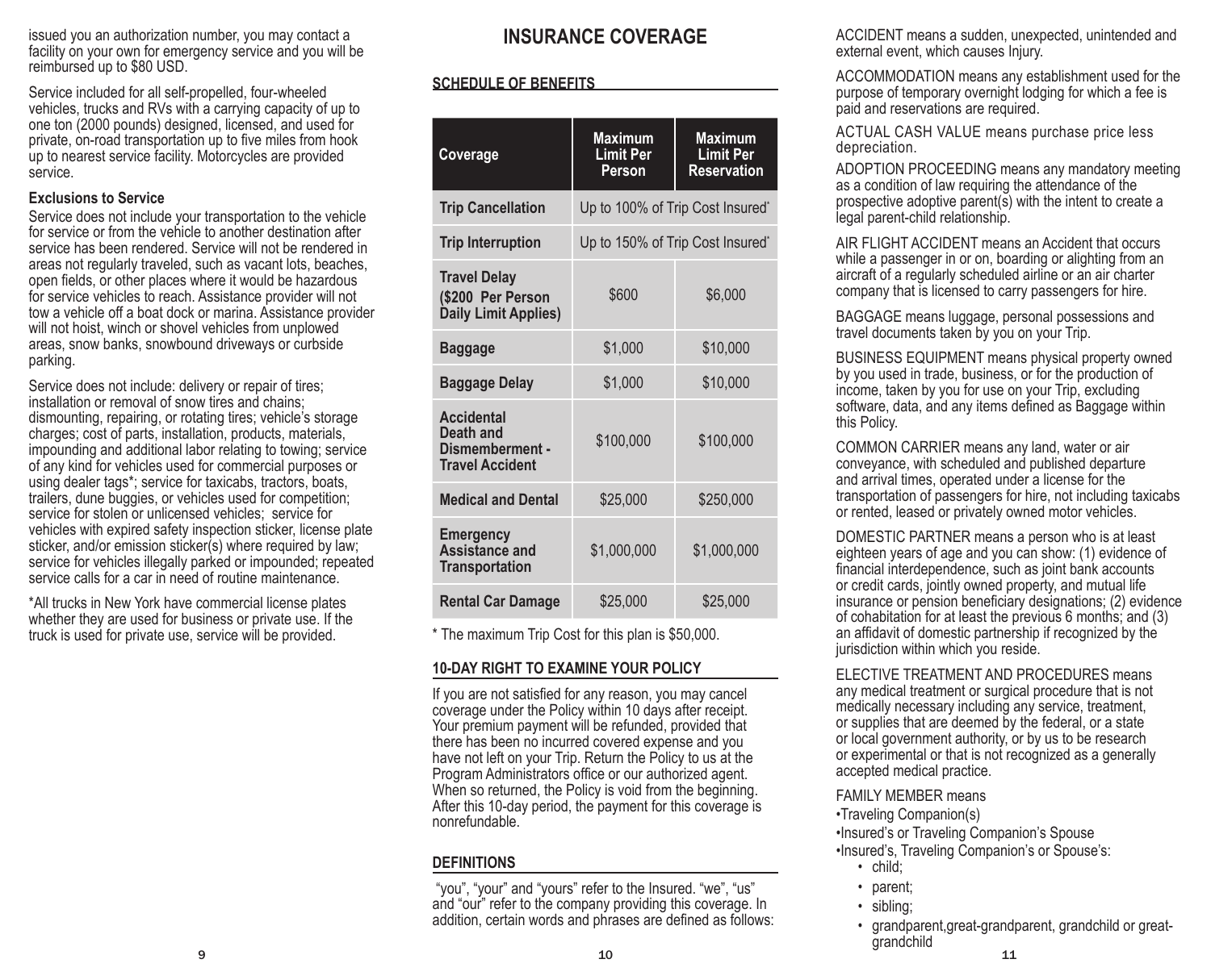issued you an authorization number, you may contact a facility on your own for emergency service and you will be reimbursed up to $80 USD.

Service included for all self-propelled, four-wheeled vehicles, trucks and RVs with a carrying capacity of up to one ton (2000 pounds) designed, licensed, and used for private, on-road transportation up to five miles from hook up to nearest service facility. Motorcycles are provided service.

**Exclusions to Service**

Service does not include your transportation to the vehicle for service or from the vehicle to another destination after service has been rendered. Service will not be rendered in areas not regularly traveled, such as vacant lots, beaches, open fields, or other places where it would be hazardous for service vehicles to reach. Assistance provider will not tow a vehicle off a boat dock or marina. Assistance provider will not hoist, winch or shovel vehicles from unplowed areas, snow banks, snowbound driveways or curbside parking.

Service does not include: delivery or repair of tires; installation or removal of snow tires and chains; dismounting, repairing, or rotating tires; vehicle's storage charges; cost of parts, installation, products, materials, impounding and additional labor relating to towing; service of any kind for vehicles used for commercial purposes or using dealer tags*; service for taxicabs, tractors, boats, trailers, dune buggies, or vehicles used for competition; service for stolen or unlicensed vehicles; service for vehicles with expired safety inspection sticker, license plate sticker, and/or emission sticker(s) where required by law; service for vehicles illegally parked or impounded; repeated service calls for a car in need of routine maintenance.

*All trucks in New York have commercial license plates whether they are used for business or private use. If the truck is used for private use, service will be provided.

# INSURANCE COVERAGE

## SCHEDULE OF BENEFITS

| Coverage | Maximum Limit Per Person | Maximum Limit Per Reservation |
|---|---|---|
| **Trip Cancellation** | Up to 100% of Trip Cost Insured* | |
| **Trip Interruption** | Up to 150% of Trip Cost Insured* | |
| **Travel Delay ($200 Per Person Daily Limit Applies)** | $600 | $6,000 |
| **Baggage** | $1,000 | $10,000 |
| **Baggage Delay** | $1,000 | $10,000 |
| **Accidental Death and Dismemberment - Travel Accident** | $100,000 | $100,000 |
| **Medical and Dental** | $25,000 | $250,000 |
| **Emergency Assistance and Transportation** | $1,000,000 | $1,000,000 |
| **Rental Car Damage** | $25,000 | $25,000 |

\* The maximum Trip Cost for this plan is $50,000.

## 10-DAY RIGHT TO EXAMINE YOUR POLICY

If you are not satisfied for any reason, you may cancel coverage under the Policy within 10 days after receipt. Your premium payment will be refunded, provided that there has been no incurred covered expense and you have not left on your Trip. Return the Policy to us at the Program Administrators office or our authorized agent. When so returned, the Policy is void from the beginning. After this 10-day period, the payment for this coverage is nonrefundable.

## DEFINITIONS

"you", "your" and "yours" refer to the Insured. "we", "us" and "our" refer to the company providing this coverage. In addition, certain words and phrases are defined as follows:

ACCIDENT means a sudden, unexpected, unintended and external event, which causes Injury.

ACCOMMODATION means any establishment used for the purpose of temporary overnight lodging for which a fee is paid and reservations are required.

ACTUAL CASH VALUE means purchase price less depreciation.

ADOPTION PROCEEDING means any mandatory meeting as a condition of law requiring the attendance of the prospective adoptive parent(s) with the intent to create a legal parent-child relationship.

AIR FLIGHT ACCIDENT means an Accident that occurs while a passenger in or on, boarding or alighting from an aircraft of a regularly scheduled airline or an air charter company that is licensed to carry passengers for hire.

BAGGAGE means luggage, personal possessions and travel documents taken by you on your Trip.

BUSINESS EQUIPMENT means physical property owned by you used in trade, business, or for the production of income, taken by you for use on your Trip, excluding software, data, and any items defined as Baggage within this Policy.

COMMON CARRIER means any land, water or air conveyance, with scheduled and published departure and arrival times, operated under a license for the transportation of passengers for hire, not including taxicabs or rented, leased or privately owned motor vehicles.

DOMESTIC PARTNER means a person who is at least eighteen years of age and you can show: (1) evidence of financial interdependence, such as joint bank accounts or credit cards, jointly owned property, and mutual life insurance or pension beneficiary designations; (2) evidence of cohabitation for at least the previous 6 months; and (3) an affidavit of domestic partnership if recognized by the jurisdiction within which you reside.

ELECTIVE TREATMENT AND PROCEDURES means any medical treatment or surgical procedure that is not medically necessary including any service, treatment, or supplies that are deemed by the federal, or a state or local government authority, or by us to be research or experimental or that is not recognized as a generally accepted medical practice.

FAMILY MEMBER means

- Traveling Companion(s)
- Insured's or Traveling Companion's Spouse
- Insured's, Traveling Companion's or Spouse's:
  - child;
  - parent;
  - sibling;
  - grandparent,great-grandparent, grandchild or great-grandchild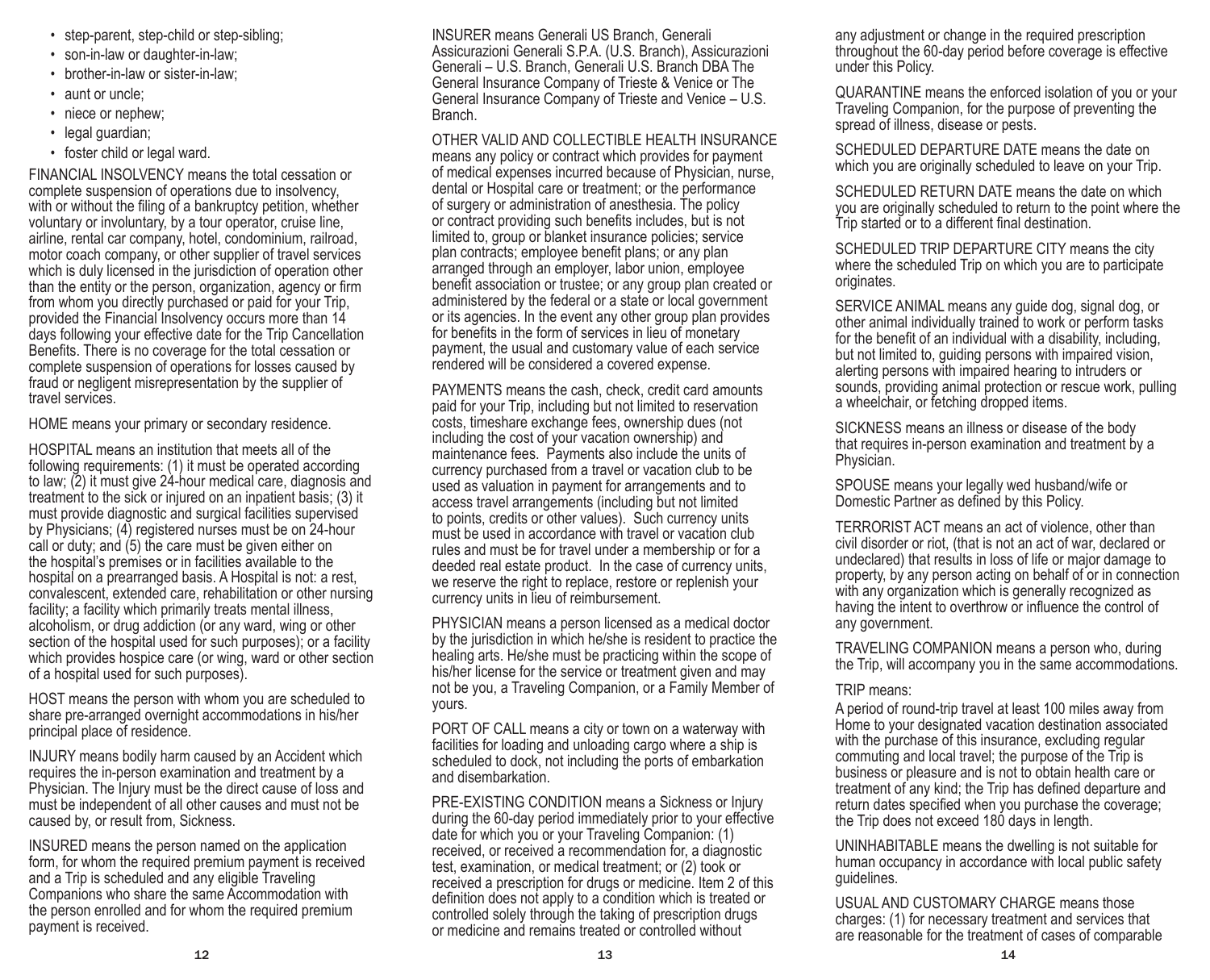- step-parent, step-child or step-sibling;
- son-in-law or daughter-in-law;
- brother-in-law or sister-in-law;
- aunt or uncle;
- niece or nephew;
- legal guardian;
- foster child or legal ward.

FINANCIAL INSOLVENCY means the total cessation or complete suspension of operations due to insolvency, with or without the filing of a bankruptcy petition, whether voluntary or involuntary, by a tour operator, cruise line, airline, rental car company, hotel, condominium, railroad, motor coach company, or other supplier of travel services which is duly licensed in the jurisdiction of operation other than the entity or the person, organization, agency or firm from whom you directly purchased or paid for your Trip, provided the Financial Insolvency occurs more than 14 days following your effective date for the Trip Cancellation Benefits. There is no coverage for the total cessation or complete suspension of operations for losses caused by fraud or negligent misrepresentation by the supplier of travel services.

HOME means your primary or secondary residence.

HOSPITAL means an institution that meets all of the following requirements: (1) it must be operated according to law; (2) it must give 24-hour medical care, diagnosis and treatment to the sick or injured on an inpatient basis; (3) it must provide diagnostic and surgical facilities supervised by Physicians; (4) registered nurses must be on 24-hour call or duty; and (5) the care must be given either on the hospital's premises or in facilities available to the hospital on a prearranged basis. A Hospital is not: a rest, convalescent, extended care, rehabilitation or other nursing facility; a facility which primarily treats mental illness, alcoholism, or drug addiction (or any ward, wing or other section of the hospital used for such purposes); or a facility which provides hospice care (or wing, ward or other section of a hospital used for such purposes).

HOST means the person with whom you are scheduled to share pre-arranged overnight accommodations in his/her principal place of residence.

INJURY means bodily harm caused by an Accident which requires the in-person examination and treatment by a Physician. The Injury must be the direct cause of loss and must be independent of all other causes and must not be caused by, or result from, Sickness.

INSURED means the person named on the application form, for whom the required premium payment is received and a Trip is scheduled and any eligible Traveling Companions who share the same Accommodation with the person enrolled and for whom the required premium payment is received.

INSURER means Generali US Branch, Generali Assicurazioni Generali S.P.A. (U.S. Branch), Assicurazioni Generali – U.S. Branch, Generali U.S. Branch DBA The General Insurance Company of Trieste & Venice or The General Insurance Company of Trieste and Venice – U.S. Branch.

OTHER VALID AND COLLECTIBLE HEALTH INSURANCE means any policy or contract which provides for payment of medical expenses incurred because of Physician, nurse, dental or Hospital care or treatment; or the performance of surgery or administration of anesthesia. The policy or contract providing such benefits includes, but is not limited to, group or blanket insurance policies; service plan contracts; employee benefit plans; or any plan arranged through an employer, labor union, employee benefit association or trustee; or any group plan created or administered by the federal or a state or local government or its agencies. In the event any other group plan provides for benefits in the form of services in lieu of monetary payment, the usual and customary value of each service rendered will be considered a covered expense.

PAYMENTS means the cash, check, credit card amounts paid for your Trip, including but not limited to reservation costs, timeshare exchange fees, ownership dues (not including the cost of your vacation ownership) and maintenance fees. Payments also include the units of currency purchased from a travel or vacation club to be used as valuation in payment for arrangements and to access travel arrangements (including but not limited to points, credits or other values). Such currency units must be used in accordance with travel or vacation club rules and must be for travel under a membership or for a deeded real estate product. In the case of currency units, we reserve the right to replace, restore or replenish your currency units in lieu of reimbursement.

PHYSICIAN means a person licensed as a medical doctor by the jurisdiction in which he/she is resident to practice the healing arts. He/she must be practicing within the scope of his/her license for the service or treatment given and may not be you, a Traveling Companion, or a Family Member of yours.

PORT OF CALL means a city or town on a waterway with facilities for loading and unloading cargo where a ship is scheduled to dock, not including the ports of embarkation and disembarkation.

PRE-EXISTING CONDITION means a Sickness or Injury during the 60-day period immediately prior to your effective date for which you or your Traveling Companion: (1) received, or received a recommendation for, a diagnostic test, examination, or medical treatment; or (2) took or received a prescription for drugs or medicine. Item 2 of this definition does not apply to a condition which is treated or controlled solely through the taking of prescription drugs or medicine and remains treated or controlled without any adjustment or change in the required prescription throughout the 60-day period before coverage is effective under this Policy.

QUARANTINE means the enforced isolation of you or your Traveling Companion, for the purpose of preventing the spread of illness, disease or pests.

SCHEDULED DEPARTURE DATE means the date on which you are originally scheduled to leave on your Trip.

SCHEDULED RETURN DATE means the date on which you are originally scheduled to return to the point where the Trip started or to a different final destination.

SCHEDULED TRIP DEPARTURE CITY means the city where the scheduled Trip on which you are to participate originates.

SERVICE ANIMAL means any guide dog, signal dog, or other animal individually trained to work or perform tasks for the benefit of an individual with a disability, including, but not limited to, guiding persons with impaired vision, alerting persons with impaired hearing to intruders or sounds, providing animal protection or rescue work, pulling a wheelchair, or fetching dropped items.

SICKNESS means an illness or disease of the body that requires in-person examination and treatment by a Physician.

SPOUSE means your legally wed husband/wife or Domestic Partner as defined by this Policy.

TERRORIST ACT means an act of violence, other than civil disorder or riot, (that is not an act of war, declared or undeclared) that results in loss of life or major damage to property, by any person acting on behalf of or in connection with any organization which is generally recognized as having the intent to overthrow or influence the control of any government.

TRAVELING COMPANION means a person who, during the Trip, will accompany you in the same accommodations.

TRIP means:

A period of round-trip travel at least 100 miles away from Home to your designated vacation destination associated with the purchase of this insurance, excluding regular commuting and local travel; the purpose of the Trip is business or pleasure and is not to obtain health care or treatment of any kind; the Trip has defined departure and return dates specified when you purchase the coverage; the Trip does not exceed 180 days in length.

UNINHABITABLE means the dwelling is not suitable for human occupancy in accordance with local public safety guidelines.

USUAL AND CUSTOMARY CHARGE means those charges: (1) for necessary treatment and services that are reasonable for the treatment of cases of comparable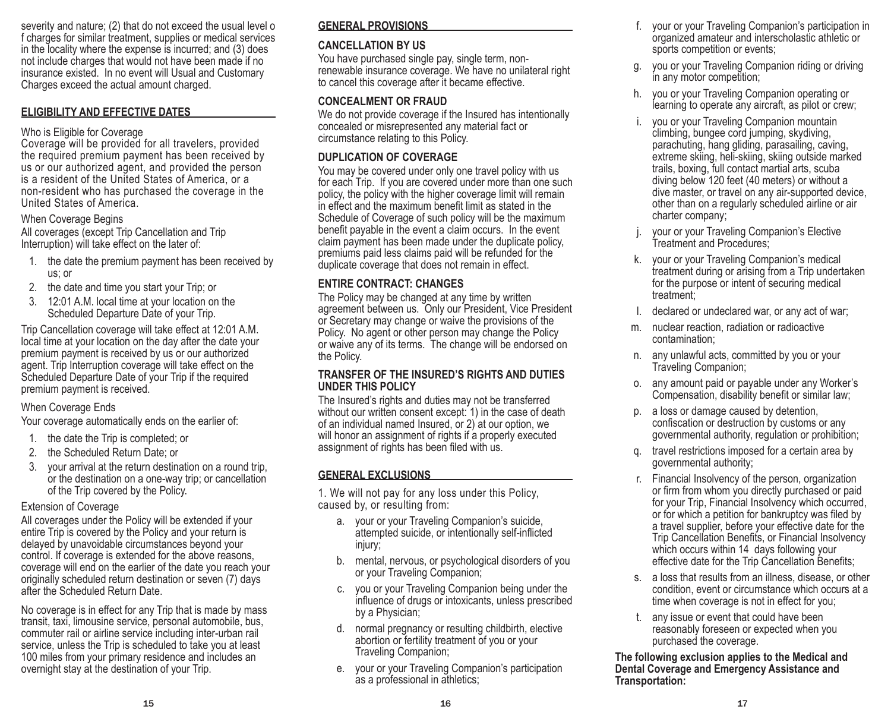severity and nature; (2) that do not exceed the usual level of charges for similar treatment, supplies or medical services in the locality where the expense is incurred; and (3) does not include charges that would not have been made if no insurance existed. In no event will Usual and Customary Charges exceed the actual amount charged.

## ELIGIBILITY AND EFFECTIVE DATES

Who is Eligible for Coverage

Coverage will be provided for all travelers, provided the required premium payment has been received by us or our authorized agent, and provided the person is a resident of the United States of America, or a non-resident who has purchased the coverage in the United States of America.

When Coverage Begins

All coverages (except Trip Cancellation and Trip Interruption) will take effect on the later of:

1. the date the premium payment has been received by us; or
2. the date and time you start your Trip; or
3. 12:01 A.M. local time at your location on the Scheduled Departure Date of your Trip.

Trip Cancellation coverage will take effect at 12:01 A.M. local time at your location on the day after the date your premium payment is received by us or our authorized agent. Trip Interruption coverage will take effect on the Scheduled Departure Date of your Trip if the required premium payment is received.

When Coverage Ends

Your coverage automatically ends on the earlier of:

1. the date the Trip is completed; or
2. the Scheduled Return Date; or
3. your arrival at the return destination on a round trip, or the destination on a one-way trip; or cancellation of the Trip covered by the Policy.

Extension of Coverage

All coverages under the Policy will be extended if your entire Trip is covered by the Policy and your return is delayed by unavoidable circumstances beyond your control. If coverage is extended for the above reasons, coverage will end on the earlier of the date you reach your originally scheduled return destination or seven (7) days after the Scheduled Return Date.

No coverage is in effect for any Trip that is made by mass transit, taxi, limousine service, personal automobile, bus, commuter rail or airline service including inter-urban rail service, unless the Trip is scheduled to take you at least 100 miles from your primary residence and includes an overnight stay at the destination of your Trip.

## GENERAL PROVISIONS

### CANCELLATION BY US

You have purchased single pay, single term, non-renewable insurance coverage. We have no unilateral right to cancel this coverage after it became effective.

### CONCEALMENT OR FRAUD

We do not provide coverage if the Insured has intentionally concealed or misrepresented any material fact or circumstance relating to this Policy.

### DUPLICATION OF COVERAGE

You may be covered under only one travel policy with us for each Trip. If you are covered under more than one such policy, the policy with the higher coverage limit will remain in effect and the maximum benefit limit as stated in the Schedule of Coverage of such policy will be the maximum benefit payable in the event a claim occurs. In the event claim payment has been made under the duplicate policy, premiums paid less claims paid will be refunded for the duplicate coverage that does not remain in effect.

### ENTIRE CONTRACT: CHANGES

The Policy may be changed at any time by written agreement between us. Only our President, Vice President or Secretary may change or waive the provisions of the Policy. No agent or other person may change the Policy or waive any of its terms. The change will be endorsed on the Policy.

### TRANSFER OF THE INSURED'S RIGHTS AND DUTIES UNDER THIS POLICY

The Insured's rights and duties may not be transferred without our written consent except: 1) in the case of death of an individual named Insured, or 2) at our option, we will honor an assignment of rights if a properly executed assignment of rights has been filed with us.

## GENERAL EXCLUSIONS

1. We will not pay for any loss under this Policy, caused by, or resulting from:

   a. your or your Traveling Companion's suicide, attempted suicide, or intentionally self-inflicted injury;

   b. mental, nervous, or psychological disorders of you or your Traveling Companion;

   c. you or your Traveling Companion being under the influence of drugs or intoxicants, unless prescribed by a Physician;

   d. normal pregnancy or resulting childbirth, elective abortion or fertility treatment of you or your Traveling Companion;

   e. your or your Traveling Companion's participation as a professional in athletics;

   f. your or your Traveling Companion's participation in organized amateur and interscholastic athletic or sports competition or events;

   g. you or your Traveling Companion riding or driving in any motor competition;

   h. you or your Traveling Companion operating or learning to operate any aircraft, as pilot or crew;

   i. you or your Traveling Companion mountain climbing, bungee cord jumping, skydiving, parachuting, hang gliding, parasailing, caving, extreme skiing, heli-skiing, skiing outside marked trails, boxing, full contact martial arts, scuba diving below 120 feet (40 meters) or without a dive master, or travel on any air-supported device, other than on a regularly scheduled airline or air charter company;

   j. your or your Traveling Companion's Elective Treatment and Procedures;

   k. your or your Traveling Companion's medical treatment during or arising from a Trip undertaken for the purpose or intent of securing medical treatment;

   l. declared or undeclared war, or any act of war;

   m. nuclear reaction, radiation or radioactive contamination;

   n. any unlawful acts, committed by you or your Traveling Companion;

   o. any amount paid or payable under any Worker's Compensation, disability benefit or similar law;

   p. a loss or damage caused by detention, confiscation or destruction by customs or any governmental authority, regulation or prohibition;

   q. travel restrictions imposed for a certain area by governmental authority;

   r. Financial Insolvency of the person, organization or firm from whom you directly purchased or paid for your Trip, Financial Insolvency which occurred, or for which a petition for bankruptcy was filed by a travel supplier, before your effective date for the Trip Cancellation Benefits, or Financial Insolvency which occurs within 14 days following your effective date for the Trip Cancellation Benefits;

   s. a loss that results from an illness, disease, or other condition, event or circumstance which occurs at a time when coverage is not in effect for you;

   t. any issue or event that could have been reasonably foreseen or expected when you purchased the coverage.

**The following exclusion applies to the Medical and Dental Coverage and Emergency Assistance and Transportation:**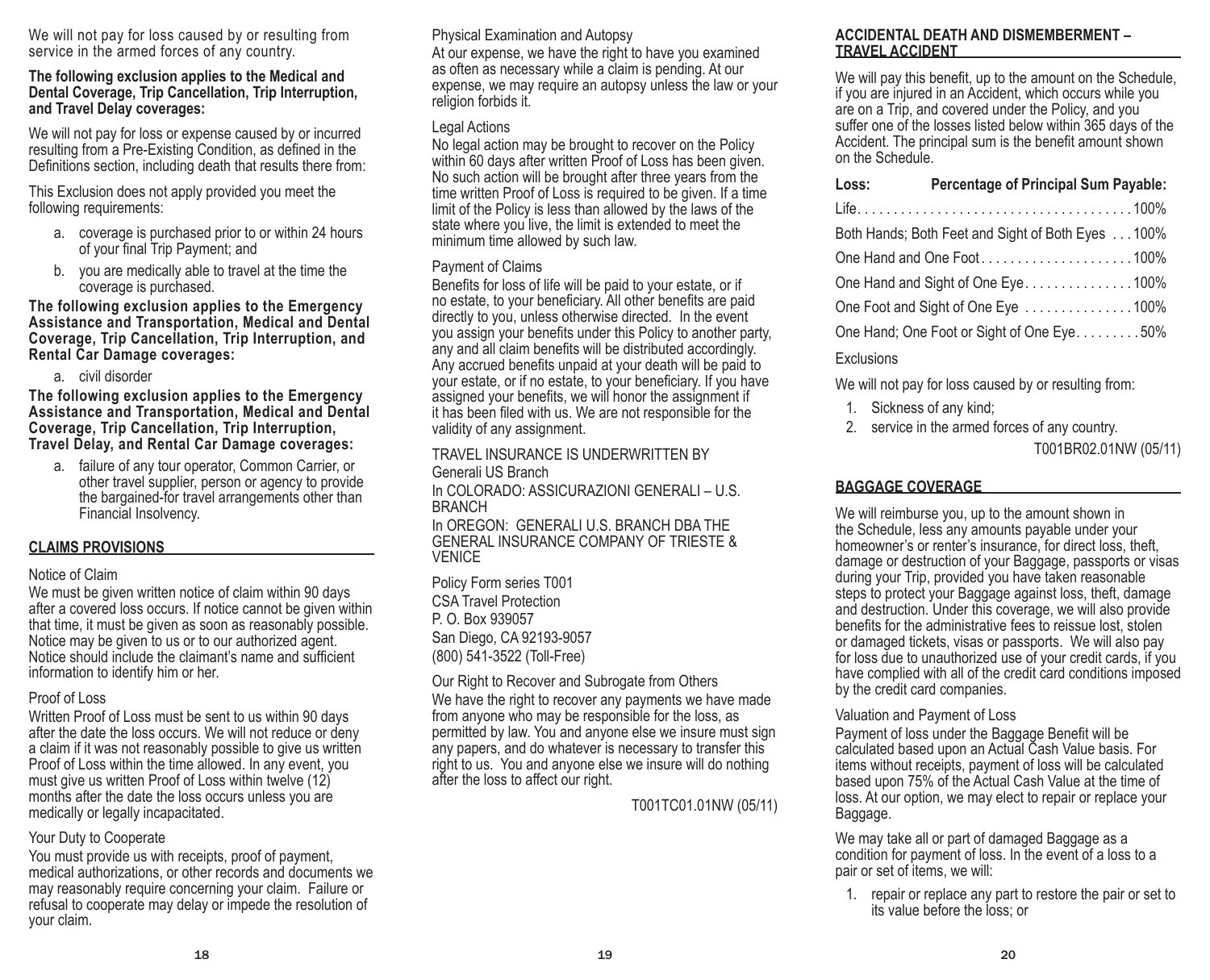We will not pay for loss caused by or resulting from service in the armed forces of any country.

**The following exclusion applies to the Medical and Dental Coverage, Trip Cancellation, Trip Interruption, and Travel Delay coverages:**

We will not pay for loss or expense caused by or incurred resulting from a Pre-Existing Condition, as defined in the Definitions section, including death that results there from:

This Exclusion does not apply provided you meet the following requirements:

a. coverage is purchased prior to or within 24 hours of your final Trip Payment; and
b. you are medically able to travel at the time the coverage is purchased.

**The following exclusion applies to the Emergency Assistance and Transportation, Medical and Dental Coverage, Trip Cancellation, Trip Interruption, and Rental Car Damage coverages:**

a. civil disorder

**The following exclusion applies to the Emergency Assistance and Transportation, Medical and Dental Coverage, Trip Cancellation, Trip Interruption, Travel Delay, and Rental Car Damage coverages:**

a. failure of any tour operator, Common Carrier, or other travel supplier, person or agency to provide the bargained-for travel arrangements other than Financial Insolvency.

## CLAIMS PROVISIONS

Notice of Claim

We must be given written notice of claim within 90 days after a covered loss occurs. If notice cannot be given within that time, it must be given as soon as reasonably possible. Notice may be given to us or to our authorized agent. Notice should include the claimant's name and sufficient information to identify him or her.

Proof of Loss

Written Proof of Loss must be sent to us within 90 days after the date the loss occurs. We will not reduce or deny a claim if it was not reasonably possible to give us written Proof of Loss within the time allowed. In any event, you must give us written Proof of Loss within twelve (12) months after the date the loss occurs unless you are medically or legally incapacitated.

Your Duty to Cooperate

You must provide us with receipts, proof of payment, medical authorizations, or other records and documents we may reasonably require concerning your claim. Failure or refusal to cooperate may delay or impede the resolution of your claim.

Physical Examination and Autopsy

At our expense, we have the right to have you examined as often as necessary while a claim is pending. At our expense, we may require an autopsy unless the law or your religion forbids it.

Legal Actions

No legal action may be brought to recover on the Policy within 60 days after written Proof of Loss has been given. No such action will be brought after three years from the time written Proof of Loss is required to be given. If a time limit of the Policy is less than allowed by the laws of the state where you live, the limit is extended to meet the minimum time allowed by such law.

Payment of Claims

Benefits for loss of life will be paid to your estate, or if no estate, to your beneficiary. All other benefits are paid directly to you, unless otherwise directed. In the event you assign your benefits under this Policy to another party, any and all claim benefits will be distributed accordingly. Any accrued benefits unpaid at your death will be paid to your estate, or if no estate, to your beneficiary. If you have assigned your benefits, we will honor the assignment if it has been filed with us. We are not responsible for the validity of any assignment.

TRAVEL INSURANCE IS UNDERWRITTEN BY
Generali US Branch
In COLORADO: ASSICURAZIONI GENERALI – U.S. BRANCH
In OREGON: GENERALI U.S. BRANCH DBA THE GENERAL INSURANCE COMPANY OF TRIESTE & VENICE

Policy Form series T001
CSA Travel Protection
P. O. Box 939057
San Diego, CA 92193-9057
(800) 541-3522 (Toll-Free)

Our Right to Recover and Subrogate from Others

We have the right to recover any payments we have made from anyone who may be responsible for the loss, as permitted by law. You and anyone else we insure must sign any papers, and do whatever is necessary to transfer this right to us. You and anyone else we insure will do nothing after the loss to affect our right.

T001TC01.01NW (05/11)

## ACCIDENTAL DEATH AND DISMEMBERMENT – TRAVEL ACCIDENT

We will pay this benefit, up to the amount on the Schedule, if you are injured in an Accident, which occurs while you are on a Trip, and covered under the Policy, and you suffer one of the losses listed below within 365 days of the Accident. The principal sum is the benefit amount shown on the Schedule.

| Loss: | Percentage of Principal Sum Payable: |
|---|---|
| Life | 100% |
| Both Hands; Both Feet and Sight of Both Eyes | 100% |
| One Hand and One Foot | 100% |
| One Hand and Sight of One Eye | 100% |
| One Foot and Sight of One Eye | 100% |
| One Hand; One Foot or Sight of One Eye | 50% |

Exclusions

We will not pay for loss caused by or resulting from:

1. Sickness of any kind;
2. service in the armed forces of any country.

T001BR02.01NW (05/11)

## BAGGAGE COVERAGE

We will reimburse you, up to the amount shown in the Schedule, less any amounts payable under your homeowner's or renter's insurance, for direct loss, theft, damage or destruction of your Baggage, passports or visas during your Trip, provided you have taken reasonable steps to protect your Baggage against loss, theft, damage and destruction. Under this coverage, we will also provide benefits for the administrative fees to reissue lost, stolen or damaged tickets, visas or passports. We will also pay for loss due to unauthorized use of your credit cards, if you have complied with all of the credit card conditions imposed by the credit card companies.

Valuation and Payment of Loss

Payment of loss under the Baggage Benefit will be calculated based upon an Actual Cash Value basis. For items without receipts, payment of loss will be calculated based upon 75% of the Actual Cash Value at the time of loss. At our option, we may elect to repair or replace your Baggage.

We may take all or part of damaged Baggage as a condition for payment of loss. In the event of a loss to a pair or set of items, we will:

1. repair or replace any part to restore the pair or set to its value before the loss; or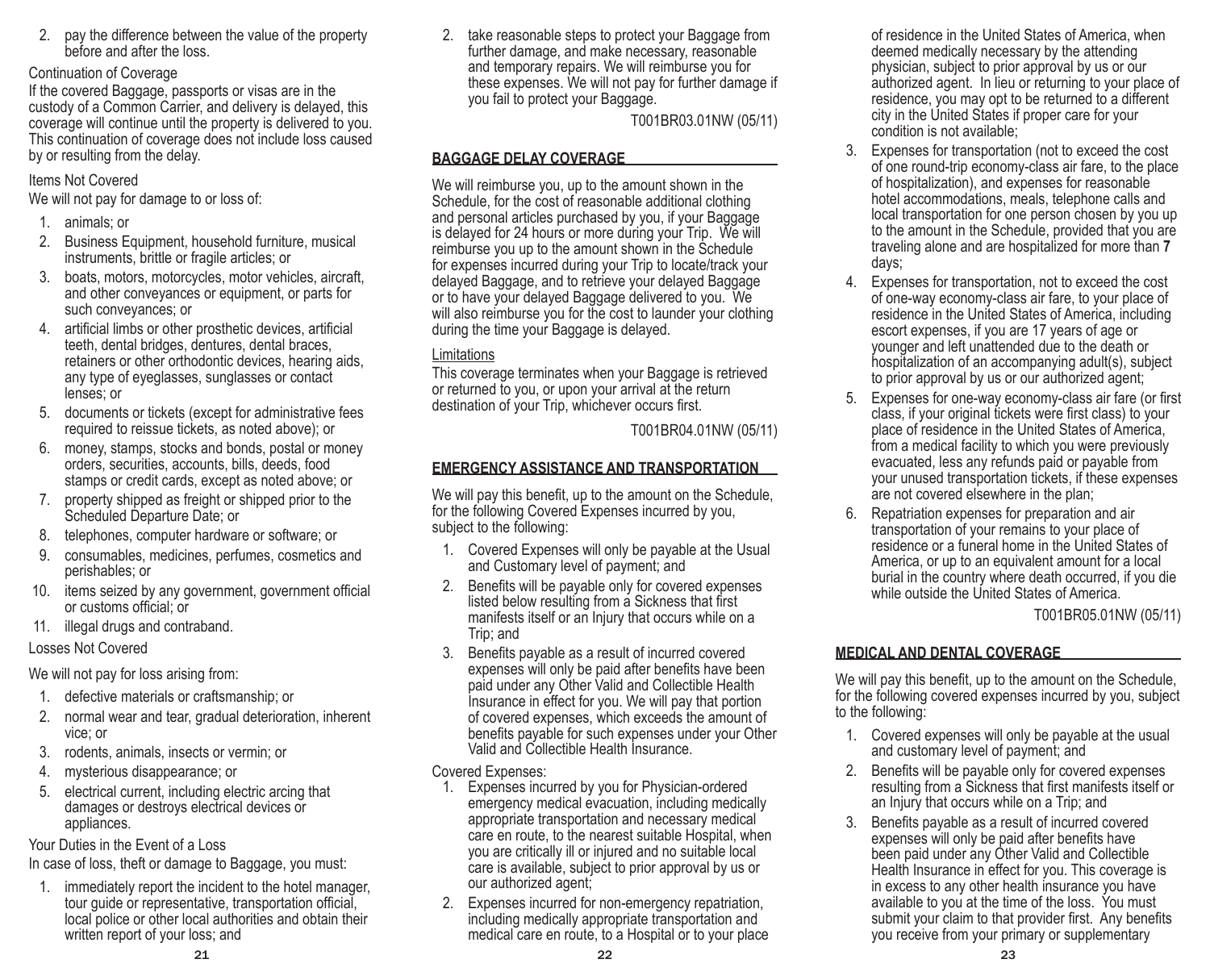2. pay the difference between the value of the property before and after the loss.

Continuation of Coverage

If the covered Baggage, passports or visas are in the custody of a Common Carrier, and delivery is delayed, this coverage will continue until the property is delivered to you. This continuation of coverage does not include loss caused by or resulting from the delay.

Items Not Covered

We will not pay for damage to or loss of:

1. animals; or
2. Business Equipment, household furniture, musical instruments, brittle or fragile articles; or
3. boats, motors, motorcycles, motor vehicles, aircraft, and other conveyances or equipment, or parts for such conveyances; or
4. artificial limbs or other prosthetic devices, artificial teeth, dental bridges, dentures, dental braces, retainers or other orthodontic devices, hearing aids, any type of eyeglasses, sunglasses or contact lenses; or
5. documents or tickets (except for administrative fees required to reissue tickets, as noted above); or
6. money, stamps, stocks and bonds, postal or money orders, securities, accounts, bills, deeds, food stamps or credit cards, except as noted above; or
7. property shipped as freight or shipped prior to the Scheduled Departure Date; or
8. telephones, computer hardware or software; or
9. consumables, medicines, perfumes, cosmetics and perishables; or
10. items seized by any government, government official or customs official; or
11. illegal drugs and contraband.

Losses Not Covered

We will not pay for loss arising from:

1. defective materials or craftsmanship; or
2. normal wear and tear, gradual deterioration, inherent vice; or
3. rodents, animals, insects or vermin; or
4. mysterious disappearance; or
5. electrical current, including electric arcing that damages or destroys electrical devices or appliances.

Your Duties in the Event of a Loss

In case of loss, theft or damage to Baggage, you must:

1. immediately report the incident to the hotel manager, tour guide or representative, transportation official, local police or other local authorities and obtain their written report of your loss; and
2. take reasonable steps to protect your Baggage from further damage, and make necessary, reasonable and temporary repairs. We will reimburse you for these expenses. We will not pay for further damage if you fail to protect your Baggage.

T001BR03.01NW (05/11)

## BAGGAGE DELAY COVERAGE

We will reimburse you, up to the amount shown in the Schedule, for the cost of reasonable additional clothing and personal articles purchased by you, if your Baggage is delayed for 24 hours or more during your Trip. We will reimburse you up to the amount shown in the Schedule for expenses incurred during your Trip to locate/track your delayed Baggage, and to retrieve your delayed Baggage or to have your delayed Baggage delivered to you. We will also reimburse you for the cost to launder your clothing during the time your Baggage is delayed.

Limitations

This coverage terminates when your Baggage is retrieved or returned to you, or upon your arrival at the return destination of your Trip, whichever occurs first.

T001BR04.01NW (05/11)

## EMERGENCY ASSISTANCE AND TRANSPORTATION

We will pay this benefit, up to the amount on the Schedule, for the following Covered Expenses incurred by you, subject to the following:

1. Covered Expenses will only be payable at the Usual and Customary level of payment; and
2. Benefits will be payable only for covered expenses listed below resulting from a Sickness that first manifests itself or an Injury that occurs while on a Trip; and
3. Benefits payable as a result of incurred covered expenses will only be paid after benefits have been paid under any Other Valid and Collectible Health Insurance in effect for you. We will pay that portion of covered expenses, which exceeds the amount of benefits payable for such expenses under your Other Valid and Collectible Health Insurance.

Covered Expenses:

1. Expenses incurred by you for Physician-ordered emergency medical evacuation, including medically appropriate transportation and necessary medical care en route, to the nearest suitable Hospital, when you are critically ill or injured and no suitable local care is available, subject to prior approval by us or our authorized agent;
2. Expenses incurred for non-emergency repatriation, including medically appropriate transportation and medical care en route, to a Hospital or to your place of residence in the United States of America, when deemed medically necessary by the attending physician, subject to prior approval by us or our authorized agent. In lieu or returning to your place of residence, you may opt to be returned to a different city in the United States if proper care for your condition is not available;
3. Expenses for transportation (not to exceed the cost of one round-trip economy-class air fare, to the place of hospitalization), and expenses for reasonable hotel accommodations, meals, telephone calls and local transportation for one person chosen by you up to the amount in the Schedule, provided that you are traveling alone and are hospitalized for more than **7** days;
4. Expenses for transportation, not to exceed the cost of one-way economy-class air fare, to your place of residence in the United States of America, including escort expenses, if you are 17 years of age or younger and left unattended due to the death or hospitalization of an accompanying adult(s), subject to prior approval by us or our authorized agent;
5. Expenses for one-way economy-class air fare (or first class, if your original tickets were first class) to your place of residence in the United States of America, from a medical facility to which you were previously evacuated, less any refunds paid or payable from your unused transportation tickets, if these expenses are not covered elsewhere in the plan;
6. Repatriation expenses for preparation and air transportation of your remains to your place of residence or a funeral home in the United States of America, or up to an equivalent amount for a local burial in the country where death occurred, if you die while outside the United States of America.

T001BR05.01NW (05/11)

## MEDICAL AND DENTAL COVERAGE

We will pay this benefit, up to the amount on the Schedule, for the following covered expenses incurred by you, subject to the following:

1. Covered expenses will only be payable at the usual and customary level of payment; and
2. Benefits will be payable only for covered expenses resulting from a Sickness that first manifests itself or an Injury that occurs while on a Trip; and
3. Benefits payable as a result of incurred covered expenses will only be paid after benefits have been paid under any Other Valid and Collectible Health Insurance in effect for you. This coverage is in excess to any other health insurance you have available to you at the time of the loss. You must submit your claim to that provider first. Any benefits you receive from your primary or supplementary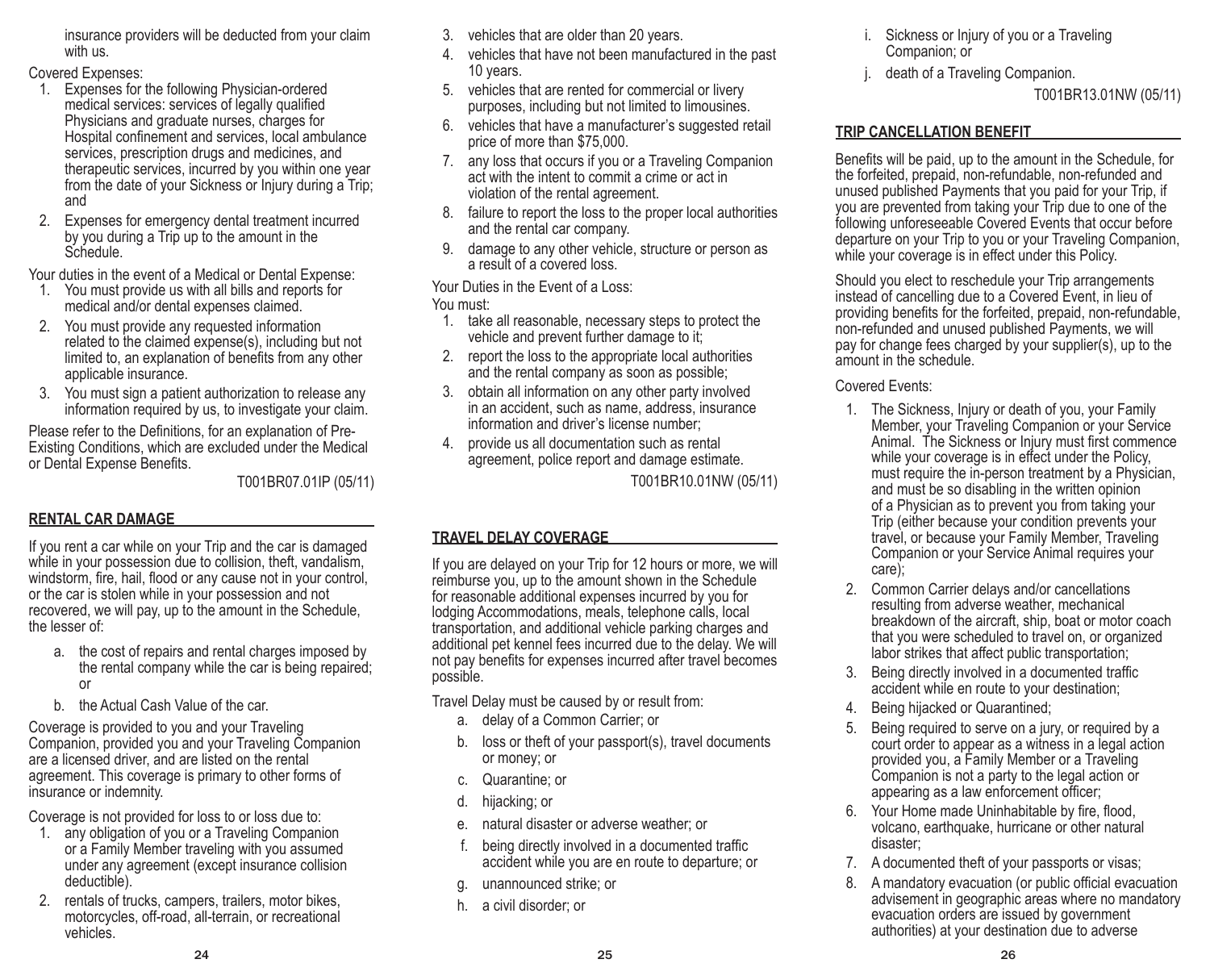insurance providers will be deducted from your claim with us.

Covered Expenses:

1. Expenses for the following Physician-ordered medical services: services of legally qualified Physicians and graduate nurses, charges for Hospital confinement and services, local ambulance services, prescription drugs and medicines, and therapeutic services, incurred by you within one year from the date of your Sickness or Injury during a Trip; and
2. Expenses for emergency dental treatment incurred by you during a Trip up to the amount in the Schedule.

Your duties in the event of a Medical or Dental Expense:

1. You must provide us with all bills and reports for medical and/or dental expenses claimed.
2. You must provide any requested information related to the claimed expense(s), including but not limited to, an explanation of benefits from any other applicable insurance.
3. You must sign a patient authorization to release any information required by us, to investigate your claim.

Please refer to the Definitions, for an explanation of Pre-Existing Conditions, which are excluded under the Medical or Dental Expense Benefits.

T001BR07.01IP (05/11)

## RENTAL CAR DAMAGE

If you rent a car while on your Trip and the car is damaged while in your possession due to collision, theft, vandalism, windstorm, fire, hail, flood or any cause not in your control, or the car is stolen while in your possession and not recovered, we will pay, up to the amount in the Schedule, the lesser of:

a. the cost of repairs and rental charges imposed by the rental company while the car is being repaired; or
b. the Actual Cash Value of the car.

Coverage is provided to you and your Traveling Companion, provided you and your Traveling Companion are a licensed driver, and are listed on the rental agreement. This coverage is primary to other forms of insurance or indemnity.

Coverage is not provided for loss to or loss due to:

1. any obligation of you or a Traveling Companion or a Family Member traveling with you assumed under any agreement (except insurance collision deductible).
2. rentals of trucks, campers, trailers, motor bikes, motorcycles, off-road, all-terrain, or recreational vehicles.
3. vehicles that are older than 20 years.
4. vehicles that have not been manufactured in the past 10 years.
5. vehicles that are rented for commercial or livery purposes, including but not limited to limousines.
6. vehicles that have a manufacturer's suggested retail price of more than $75,000.
7. any loss that occurs if you or a Traveling Companion act with the intent to commit a crime or act in violation of the rental agreement.
8. failure to report the loss to the proper local authorities and the rental car company.
9. damage to any other vehicle, structure or person as a result of a covered loss.

Your Duties in the Event of a Loss:

You must:

1. take all reasonable, necessary steps to protect the vehicle and prevent further damage to it;
2. report the loss to the appropriate local authorities and the rental company as soon as possible;
3. obtain all information on any other party involved in an accident, such as name, address, insurance information and driver's license number;
4. provide us all documentation such as rental agreement, police report and damage estimate.

T001BR10.01NW (05/11)

## TRAVEL DELAY COVERAGE

If you are delayed on your Trip for 12 hours or more, we will reimburse you, up to the amount shown in the Schedule for reasonable additional expenses incurred by you for lodging Accommodations, meals, telephone calls, local transportation, and additional vehicle parking charges and additional pet kennel fees incurred due to the delay. We will not pay benefits for expenses incurred after travel becomes possible.

Travel Delay must be caused by or result from:

a. delay of a Common Carrier; or
b. loss or theft of your passport(s), travel documents or money; or
c. Quarantine; or
d. hijacking; or
e. natural disaster or adverse weather; or
f. being directly involved in a documented traffic accident while you are en route to departure; or
g. unannounced strike; or
h. a civil disorder; or
i. Sickness or Injury of you or a Traveling Companion; or
j. death of a Traveling Companion.

T001BR13.01NW (05/11)

## TRIP CANCELLATION BENEFIT

Benefits will be paid, up to the amount in the Schedule, for the forfeited, prepaid, non-refundable, non-refunded and unused published Payments that you paid for your Trip, if you are prevented from taking your Trip due to one of the following unforeseeable Covered Events that occur before departure on your Trip to you or your Traveling Companion, while your coverage is in effect under this Policy.

Should you elect to reschedule your Trip arrangements instead of cancelling due to a Covered Event, in lieu of providing benefits for the forfeited, prepaid, non-refundable, non-refunded and unused published Payments, we will pay for change fees charged by your supplier(s), up to the amount in the schedule.

Covered Events:

1. The Sickness, Injury or death of you, your Family Member, your Traveling Companion or your Service Animal. The Sickness or Injury must first commence while your coverage is in effect under the Policy, must require the in-person treatment by a Physician, and must be so disabling in the written opinion of a Physician as to prevent you from taking your Trip (either because your condition prevents your travel, or because your Family Member, Traveling Companion or your Service Animal requires your care);
2. Common Carrier delays and/or cancellations resulting from adverse weather, mechanical breakdown of the aircraft, ship, boat or motor coach that you were scheduled to travel on, or organized labor strikes that affect public transportation;
3. Being directly involved in a documented traffic accident while en route to your destination;
4. Being hijacked or Quarantined;
5. Being required to serve on a jury, or required by a court order to appear as a witness in a legal action provided you, a Family Member or a Traveling Companion is not a party to the legal action or appearing as a law enforcement officer;
6. Your Home made Uninhabitable by fire, flood, volcano, earthquake, hurricane or other natural disaster;
7. A documented theft of your passports or visas;
8. A mandatory evacuation (or public official evacuation advisement in geographic areas where no mandatory evacuation orders are issued by government authorities) at your destination due to adverse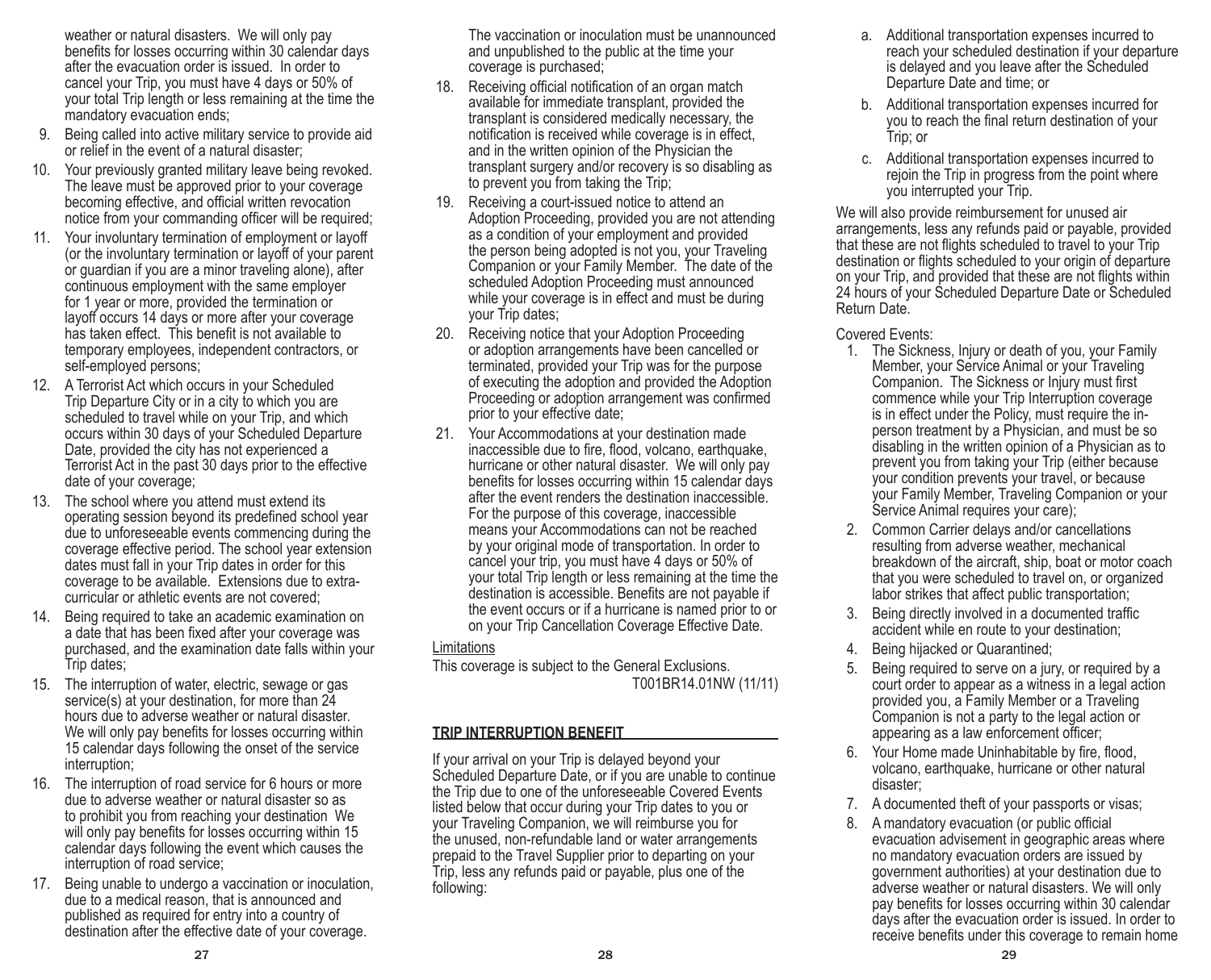weather or natural disasters. We will only pay benefits for losses occurring within 30 calendar days after the evacuation order is issued. In order to cancel your Trip, you must have 4 days or 50% of your total Trip length or less remaining at the time the mandatory evacuation ends;

9. Being called into active military service to provide aid or relief in the event of a natural disaster;
10. Your previously granted military leave being revoked. The leave must be approved prior to your coverage becoming effective, and official written revocation notice from your commanding officer will be required;
11. Your involuntary termination of employment or layoff (or the involuntary termination or layoff of your parent or guardian if you are a minor traveling alone), after continuous employment with the same employer for 1 year or more, provided the termination or layoff occurs 14 days or more after your coverage has taken effect. This benefit is not available to temporary employees, independent contractors, or self-employed persons;
12. A Terrorist Act which occurs in your Scheduled Trip Departure City or in a city to which you are scheduled to travel while on your Trip, and which occurs within 30 days of your Scheduled Departure Date, provided the city has not experienced a Terrorist Act in the past 30 days prior to the effective date of your coverage;
13. The school where you attend must extend its operating session beyond its predefined school year due to unforeseeable events commencing during the coverage effective period. The school year extension dates must fall in your Trip dates in order for this coverage to be available. Extensions due to extra-curricular or athletic events are not covered;
14. Being required to take an academic examination on a date that has been fixed after your coverage was purchased, and the examination date falls within your Trip dates;
15. The interruption of water, electric, sewage or gas service(s) at your destination, for more than 24 hours due to adverse weather or natural disaster. We will only pay benefits for losses occurring within 15 calendar days following the onset of the service interruption;
16. The interruption of road service for 6 hours or more due to adverse weather or natural disaster so as to prohibit you from reaching your destination We will only pay benefits for losses occurring within 15 calendar days following the event which causes the interruption of road service;
17. Being unable to undergo a vaccination or inoculation, due to a medical reason, that is announced and published as required for entry into a country of destination after the effective date of your coverage. The vaccination or inoculation must be unannounced and unpublished to the public at the time your coverage is purchased;
18. Receiving official notification of an organ match available for immediate transplant, provided the transplant is considered medically necessary, the notification is received while coverage is in effect, and in the written opinion of the Physician the transplant surgery and/or recovery is so disabling as to prevent you from taking the Trip;
19. Receiving a court-issued notice to attend an Adoption Proceeding, provided you are not attending as a condition of your employment and provided the person being adopted is not you, your Traveling Companion or your Family Member. The date of the scheduled Adoption Proceeding must announced while your coverage is in effect and must be during your Trip dates;
20. Receiving notice that your Adoption Proceeding or adoption arrangements have been cancelled or terminated, provided your Trip was for the purpose of executing the adoption and provided the Adoption Proceeding or adoption arrangement was confirmed prior to your effective date;
21. Your Accommodations at your destination made inaccessible due to fire, flood, volcano, earthquake, hurricane or other natural disaster. We will only pay benefits for losses occurring within 15 calendar days after the event renders the destination inaccessible. For the purpose of this coverage, inaccessible means your Accommodations can not be reached by your original mode of transportation. In order to cancel your trip, you must have 4 days or 50% of your total Trip length or less remaining at the time the destination is accessible. Benefits are not payable if the event occurs or if a hurricane is named prior to or on your Trip Cancellation Coverage Effective Date.

Limitations

This coverage is subject to the General Exclusions.

T001BR14.01NW (11/11)

## TRIP INTERRUPTION BENEFIT

If your arrival on your Trip is delayed beyond your Scheduled Departure Date, or if you are unable to continue the Trip due to one of the unforeseeable Covered Events listed below that occur during your Trip dates to you or your Traveling Companion, we will reimburse you for the unused, non-refundable land or water arrangements prepaid to the Travel Supplier prior to departing on your Trip, less any refunds paid or payable, plus one of the following:

a. Additional transportation expenses incurred to reach your scheduled destination if your departure is delayed and you leave after the Scheduled Departure Date and time; or
b. Additional transportation expenses incurred for you to reach the final return destination of your Trip; or
c. Additional transportation expenses incurred to rejoin the Trip in progress from the point where you interrupted your Trip.

We will also provide reimbursement for unused air arrangements, less any refunds paid or payable, provided that these are not flights scheduled to travel to your Trip destination or flights scheduled to your origin of departure on your Trip, and provided that these are not flights within 24 hours of your Scheduled Departure Date or Scheduled Return Date.

Covered Events:

1. The Sickness, Injury or death of you, your Family Member, your Service Animal or your Traveling Companion. The Sickness or Injury must first commence while your Trip Interruption coverage is in effect under the Policy, must require the in-person treatment by a Physician, and must be so disabling in the written opinion of a Physician as to prevent you from taking your Trip (either because your condition prevents your travel, or because your Family Member, Traveling Companion or your Service Animal requires your care);
2. Common Carrier delays and/or cancellations resulting from adverse weather, mechanical breakdown of the aircraft, ship, boat or motor coach that you were scheduled to travel on, or organized labor strikes that affect public transportation;
3. Being directly involved in a documented traffic accident while en route to your destination;
4. Being hijacked or Quarantined;
5. Being required to serve on a jury, or required by a court order to appear as a witness in a legal action provided you, a Family Member or a Traveling Companion is not a party to the legal action or appearing as a law enforcement officer;
6. Your Home made Uninhabitable by fire, flood, volcano, earthquake, hurricane or other natural disaster;
7. A documented theft of your passports or visas;
8. A mandatory evacuation (or public official evacuation advisement in geographic areas where no mandatory evacuation orders are issued by government authorities) at your destination due to adverse weather or natural disasters. We will only pay benefits for losses occurring within 30 calendar days after the evacuation order is issued. In order to receive benefits under this coverage to remain home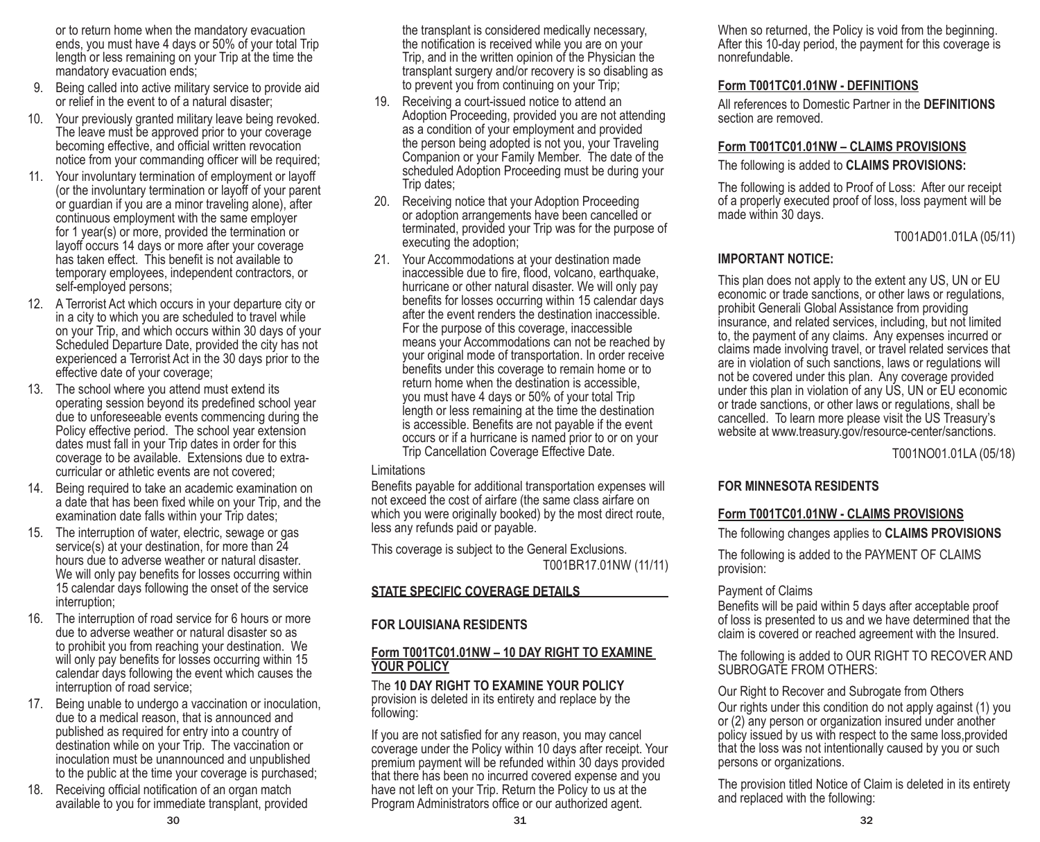or to return home when the mandatory evacuation ends, you must have 4 days or 50% of your total Trip length or less remaining on your Trip at the time the mandatory evacuation ends;

9. Being called into active military service to provide aid or relief in the event to of a natural disaster;
10. Your previously granted military leave being revoked. The leave must be approved prior to your coverage becoming effective, and official written revocation notice from your commanding officer will be required;
11. Your involuntary termination of employment or layoff (or the involuntary termination or layoff of your parent or guardian if you are a minor traveling alone), after continuous employment with the same employer for 1 year(s) or more, provided the termination or layoff occurs 14 days or more after your coverage has taken effect. This benefit is not available to temporary employees, independent contractors, or self-employed persons;
12. A Terrorist Act which occurs in your departure city or in a city to which you are scheduled to travel while on your Trip, and which occurs within 30 days of your Scheduled Departure Date, provided the city has not experienced a Terrorist Act in the 30 days prior to the effective date of your coverage;
13. The school where you attend must extend its operating session beyond its predefined school year due to unforeseeable events commencing during the Policy effective period. The school year extension dates must fall in your Trip dates in order for this coverage to be available. Extensions due to extra-curricular or athletic events are not covered;
14. Being required to take an academic examination on a date that has been fixed while on your Trip, and the examination date falls within your Trip dates;
15. The interruption of water, electric, sewage or gas service(s) at your destination, for more than 24 hours due to adverse weather or natural disaster. We will only pay benefits for losses occurring within 15 calendar days following the onset of the service interruption;
16. The interruption of road service for 6 hours or more due to adverse weather or natural disaster so as to prohibit you from reaching your destination. We will only pay benefits for losses occurring within 15 calendar days following the event which causes the interruption of road service;
17. Being unable to undergo a vaccination or inoculation, due to a medical reason, that is announced and published as required for entry into a country of destination while on your Trip. The vaccination or inoculation must be unannounced and unpublished to the public at the time your coverage is purchased;
18. Receiving official notification of an organ match available to you for immediate transplant, provided the transplant is considered medically necessary, the notification is received while you are on your Trip, and in the written opinion of the Physician the transplant surgery and/or recovery is so disabling as to prevent you from continuing on your Trip;
19. Receiving a court-issued notice to attend an Adoption Proceeding, provided you are not attending as a condition of your employment and provided the person being adopted is not you, your Traveling Companion or your Family Member. The date of the scheduled Adoption Proceeding must be during your Trip dates;
20. Receiving notice that your Adoption Proceeding or adoption arrangements have been cancelled or terminated, provided your Trip was for the purpose of executing the adoption;
21. Your Accommodations at your destination made inaccessible due to fire, flood, volcano, earthquake, hurricane or other natural disaster. We will only pay benefits for losses occurring within 15 calendar days after the event renders the destination inaccessible. For the purpose of this coverage, inaccessible means your Accommodations can not be reached by your original mode of transportation. In order receive benefits under this coverage to remain home or to return home when the destination is accessible, you must have 4 days or 50% of your total Trip length or less remaining at the time the destination is accessible. Benefits are not payable if the event occurs or if a hurricane is named prior to or on your Trip Cancellation Coverage Effective Date.

Limitations

Benefits payable for additional transportation expenses will not exceed the cost of airfare (the same class airfare on which you were originally booked) by the most direct route, less any refunds paid or payable.

This coverage is subject to the General Exclusions.

T001BR17.01NW (11/11)

## STATE SPECIFIC COVERAGE DETAILS

### FOR LOUISIANA RESIDENTS

#### Form T001TC01.01NW – 10 DAY RIGHT TO EXAMINE YOUR POLICY

The **10 DAY RIGHT TO EXAMINE YOUR POLICY** provision is deleted in its entirety and replace by the following:

If you are not satisfied for any reason, you may cancel coverage under the Policy within 10 days after receipt. Your premium payment will be refunded within 30 days provided that there has been no incurred covered expense and you have not left on your Trip. Return the Policy to us at the Program Administrators office or our authorized agent. When so returned, the Policy is void from the beginning. After this 10-day period, the payment for this coverage is nonrefundable.

#### Form T001TC01.01NW - DEFINITIONS

All references to Domestic Partner in the **DEFINITIONS** section are removed.

#### Form T001TC01.01NW – CLAIMS PROVISIONS

The following is added to **CLAIMS PROVISIONS:**

The following is added to Proof of Loss: After our receipt of a properly executed proof of loss, loss payment will be made within 30 days.

T001AD01.01LA (05/11)

### IMPORTANT NOTICE:

This plan does not apply to the extent any US, UN or EU economic or trade sanctions, or other laws or regulations, prohibit Generali Global Assistance from providing insurance, and related services, including, but not limited to, the payment of any claims. Any expenses incurred or claims made involving travel, or travel related services that are in violation of such sanctions, laws or regulations will not be covered under this plan. Any coverage provided under this plan in violation of any US, UN or EU economic or trade sanctions, or other laws or regulations, shall be cancelled. To learn more please visit the US Treasury's website at www.treasury.gov/resource-center/sanctions.

T001NO01.01LA (05/18)

### FOR MINNESOTA RESIDENTS

#### Form T001TC01.01NW - CLAIMS PROVISIONS

The following changes applies to **CLAIMS PROVISIONS**

The following is added to the PAYMENT OF CLAIMS provision:

Payment of Claims

Benefits will be paid within 5 days after acceptable proof of loss is presented to us and we have determined that the claim is covered or reached agreement with the Insured.

The following is added to OUR RIGHT TO RECOVER AND SUBROGATE FROM OTHERS:

Our Right to Recover and Subrogate from Others

Our rights under this condition do not apply against (1) you or (2) any person or organization insured under another policy issued by us with respect to the same loss,provided that the loss was not intentionally caused by you or such persons or organizations.

The provision titled Notice of Claim is deleted in its entirety and replaced with the following: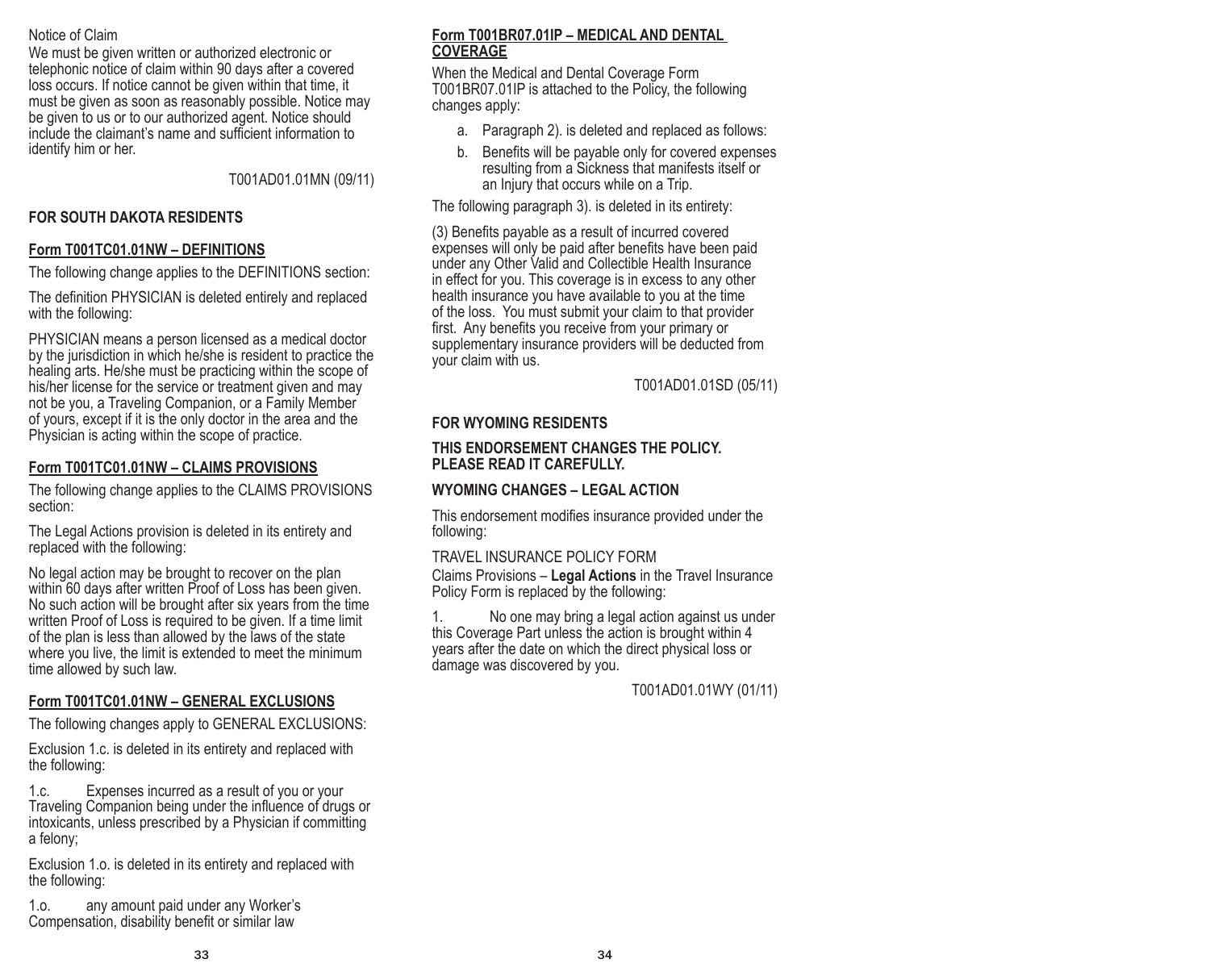Notice of Claim

We must be given written or authorized electronic or telephonic notice of claim within 90 days after a covered loss occurs. If notice cannot be given within that time, it must be given as soon as reasonably possible. Notice may be given to us or to our authorized agent. Notice should include the claimant's name and sufficient information to identify him or her.

T001AD01.01MN (09/11)

## FOR SOUTH DAKOTA RESIDENTS

### Form T001TC01.01NW – DEFINITIONS

The following change applies to the DEFINITIONS section:

The definition PHYSICIAN is deleted entirely and replaced with the following:

PHYSICIAN means a person licensed as a medical doctor by the jurisdiction in which he/she is resident to practice the healing arts. He/she must be practicing within the scope of his/her license for the service or treatment given and may not be you, a Traveling Companion, or a Family Member of yours, except if it is the only doctor in the area and the Physician is acting within the scope of practice.

### Form T001TC01.01NW – CLAIMS PROVISIONS

The following change applies to the CLAIMS PROVISIONS section:

The Legal Actions provision is deleted in its entirety and replaced with the following:

No legal action may be brought to recover on the plan within 60 days after written Proof of Loss has been given. No such action will be brought after six years from the time written Proof of Loss is required to be given. If a time limit of the plan is less than allowed by the laws of the state where you live, the limit is extended to meet the minimum time allowed by such law.

### Form T001TC01.01NW – GENERAL EXCLUSIONS

The following changes apply to GENERAL EXCLUSIONS:

Exclusion 1.c. is deleted in its entirety and replaced with the following:

1.c. Expenses incurred as a result of you or your Traveling Companion being under the influence of drugs or intoxicants, unless prescribed by a Physician if committing a felony;

Exclusion 1.o. is deleted in its entirety and replaced with the following:

1.o. any amount paid under any Worker's Compensation, disability benefit or similar law

### Form T001BR07.01IP – MEDICAL AND DENTAL COVERAGE

When the Medical and Dental Coverage Form T001BR07.01IP is attached to the Policy, the following changes apply:

a. Paragraph 2). is deleted and replaced as follows:

b. Benefits will be payable only for covered expenses resulting from a Sickness that manifests itself or an Injury that occurs while on a Trip.

The following paragraph 3). is deleted in its entirety:

(3) Benefits payable as a result of incurred covered expenses will only be paid after benefits have been paid under any Other Valid and Collectible Health Insurance in effect for you. This coverage is in excess to any other health insurance you have available to you at the time of the loss. You must submit your claim to that provider first. Any benefits you receive from your primary or supplementary insurance providers will be deducted from your claim with us.

T001AD01.01SD (05/11)

## FOR WYOMING RESIDENTS

**THIS ENDORSEMENT CHANGES THE POLICY. PLEASE READ IT CAREFULLY.**

### WYOMING CHANGES – LEGAL ACTION

This endorsement modifies insurance provided under the following:

TRAVEL INSURANCE POLICY FORM

Claims Provisions – **Legal Actions** in the Travel Insurance Policy Form is replaced by the following:

1. No one may bring a legal action against us under this Coverage Part unless the action is brought within 4 years after the date on which the direct physical loss or damage was discovered by you.

T001AD01.01WY (01/11)